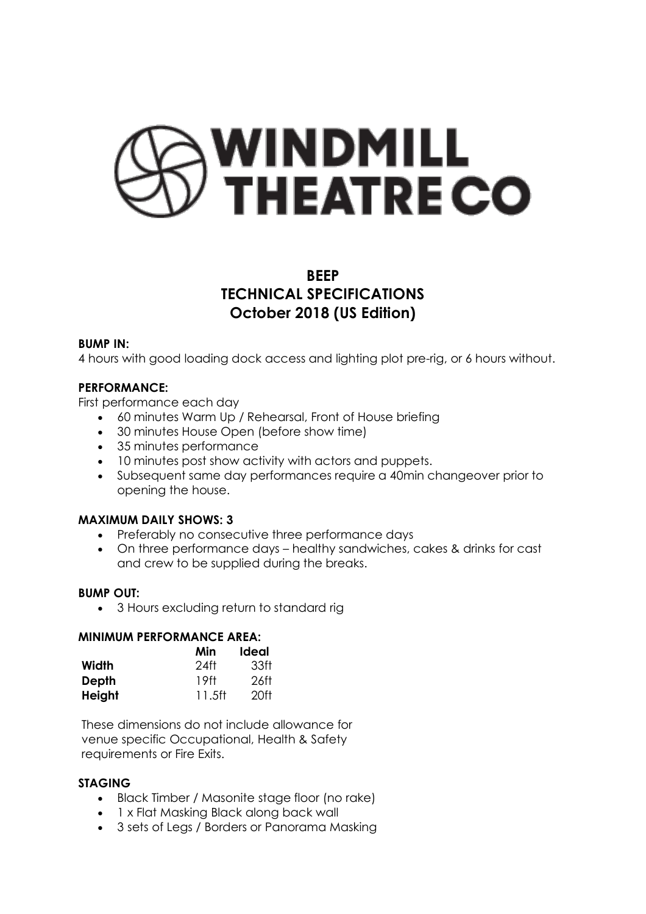# WINDMILL THEATRE CO

## BEEP
## TECHNICAL SPECIFICATIONS
## October 2018 (US Edition)

**BUMP IN:**
4 hours with good loading dock access and lighting plot pre-rig, or 6 hours without.

**PERFORMANCE:**
First performance each day

- 60 minutes Warm Up / Rehearsal, Front of House briefing
- 30 minutes House Open (before show time)
- 35 minutes performance
- 10 minutes post show activity with actors and puppets.
- Subsequent same day performances require a 40min changeover prior to opening the house.

**MAXIMUM DAILY SHOWS: 3**

- Preferably no consecutive three performance days
- On three performance days – healthy sandwiches, cakes & drinks for cast and crew to be supplied during the breaks.

**BUMP OUT:**

- 3 Hours excluding return to standard rig

**MINIMUM PERFORMANCE AREA:**

| | Min | Ideal |
|---|---|---|
| **Width** | 24ft | 33ft |
| **Depth** | 19ft | 26ft |
| **Height** | 11.5ft | 20ft |

These dimensions do not include allowance for venue specific Occupational, Health & Safety requirements or Fire Exits.

**STAGING**

- Black Timber / Masonite stage floor (no rake)
- 1 x Flat Masking Black along back wall
- 3 sets of Legs / Borders or Panorama Masking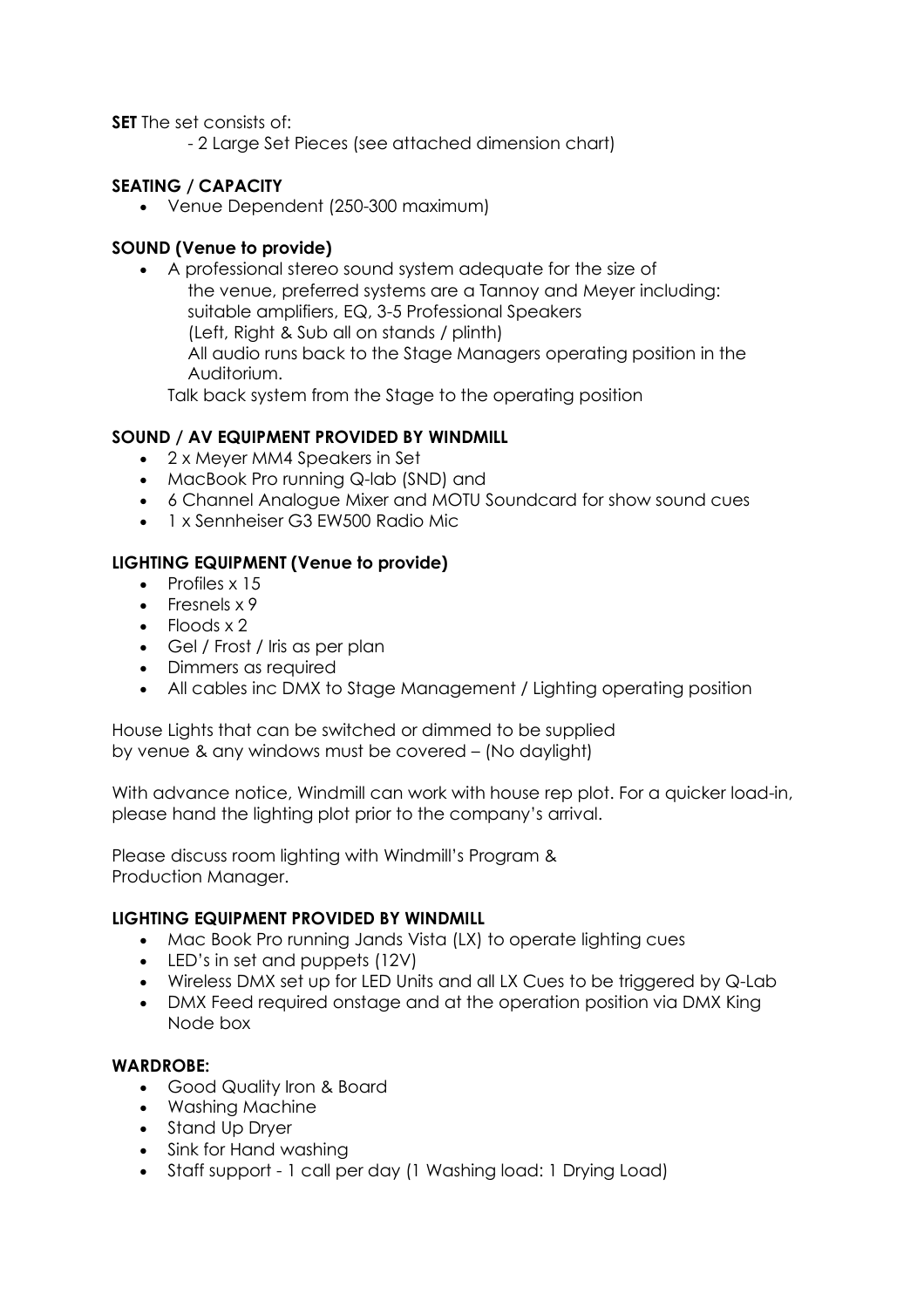**SET** The set consists of:

- 2 Large Set Pieces (see attached dimension chart)

**SEATING / CAPACITY**

- Venue Dependent (250-300 maximum)

**SOUND (Venue to provide)**

- A professional stereo sound system adequate for the size of the venue, preferred systems are a Tannoy and Meyer including: suitable amplifiers, EQ, 3-5 Professional Speakers (Left, Right & Sub all on stands / plinth)
  All audio runs back to the Stage Managers operating position in the Auditorium.

  Talk back system from the Stage to the operating position

**SOUND / AV EQUIPMENT PROVIDED BY WINDMILL**

- 2 x Meyer MM4 Speakers in Set
- MacBook Pro running Q-lab (SND) and
- 6 Channel Analogue Mixer and MOTU Soundcard for show sound cues
- 1 x Sennheiser G3 EW500 Radio Mic

**LIGHTING EQUIPMENT (Venue to provide)**

- Profiles x 15
- Fresnels x 9
- Floods x 2
- Gel / Frost / Iris as per plan
- Dimmers as required
- All cables inc DMX to Stage Management / Lighting operating position

House Lights that can be switched or dimmed to be supplied by venue & any windows must be covered – (No daylight)

With advance notice, Windmill can work with house rep plot. For a quicker load-in, please hand the lighting plot prior to the company's arrival.

Please discuss room lighting with Windmill's Program & Production Manager.

**LIGHTING EQUIPMENT PROVIDED BY WINDMILL**

- Mac Book Pro running Jands Vista (LX) to operate lighting cues
- LED's in set and puppets (12V)
- Wireless DMX set up for LED Units and all LX Cues to be triggered by Q-Lab
- DMX Feed required onstage and at the operation position via DMX King Node box

**WARDROBE:**

- Good Quality Iron & Board
- Washing Machine
- Stand Up Dryer
- Sink for Hand washing
- Staff support - 1 call per day (1 Washing load: 1 Drying Load)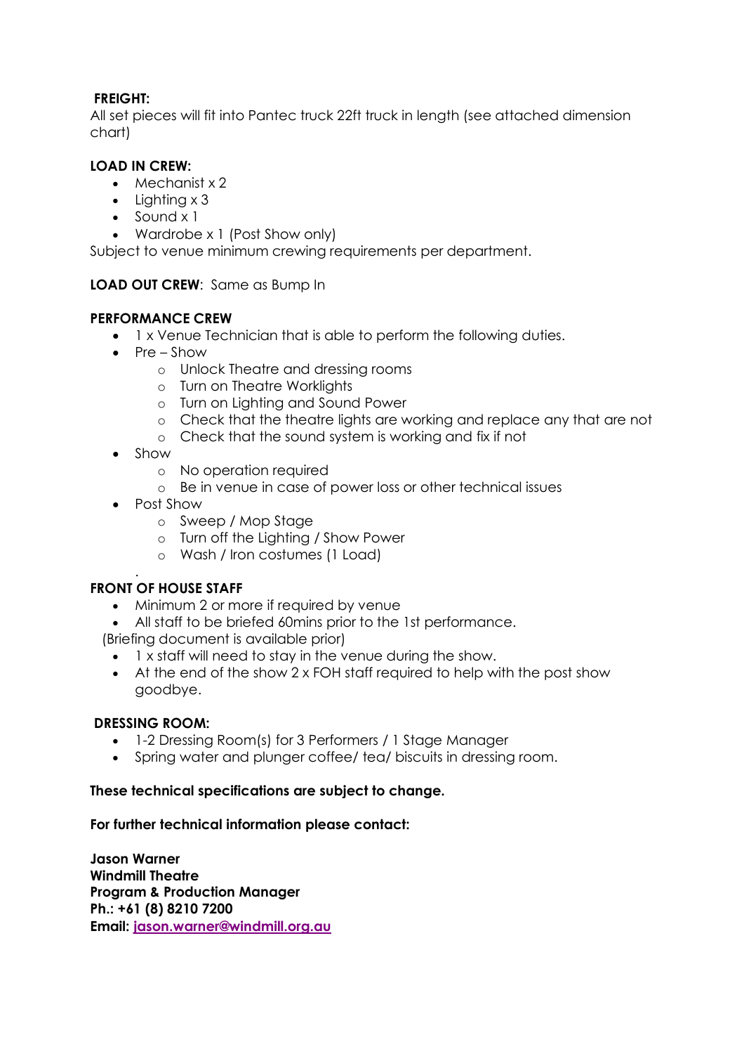**FREIGHT:**
All set pieces will fit into Pantec truck 22ft truck in length (see attached dimension chart)

**LOAD IN CREW:**

- Mechanist x 2
- Lighting x 3
- Sound x 1
- Wardrobe x 1 (Post Show only)

Subject to venue minimum crewing requirements per department.

**LOAD OUT CREW**: Same as Bump In

**PERFORMANCE CREW**

- 1 x Venue Technician that is able to perform the following duties.
- Pre – Show
  - Unlock Theatre and dressing rooms
  - Turn on Theatre Worklights
  - Turn on Lighting and Sound Power
  - Check that the theatre lights are working and replace any that are not
  - Check that the sound system is working and fix if not
- Show
  - No operation required
  - Be in venue in case of power loss or other technical issues
- Post Show
  - Sweep / Mop Stage
  - Turn off the Lighting / Show Power
  - Wash / Iron costumes (1 Load)

**FRONT OF HOUSE STAFF**

- Minimum 2 or more if required by venue
- All staff to be briefed 60mins prior to the 1st performance.

(Briefing document is available prior)

- 1 x staff will need to stay in the venue during the show.
- At the end of the show 2 x FOH staff required to help with the post show goodbye.

**DRESSING ROOM:**

- 1-2 Dressing Room(s) for 3 Performers / 1 Stage Manager
- Spring water and plunger coffee/ tea/ biscuits in dressing room.

**These technical specifications are subject to change.**

**For further technical information please contact:**

**Jason Warner**
**Windmill Theatre**
**Program & Production Manager**
**Ph.: +61 (8) 8210 7200**
**Email: jason.warner@windmill.org.au**